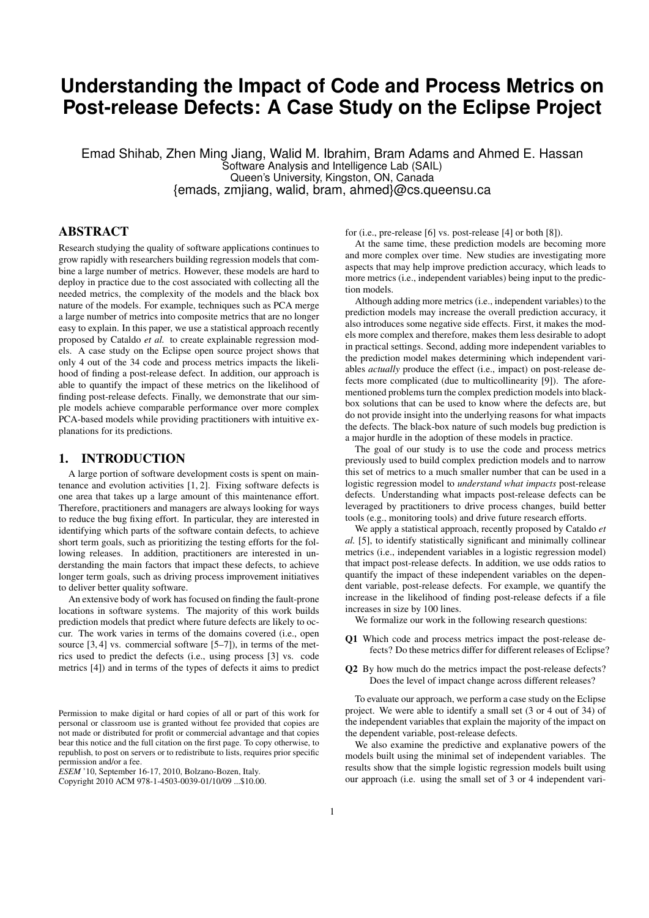# Understanding the Impact of Code and Process Metrics on Post-release Defects: A Case Study on the Eclipse Project

Emad Shihab, Zhen Ming Jiang, Walid M. Ibrahim, Bram Adams and Ahmed E. Hassan
Software Analysis and Intelligence Lab (SAIL)
Queen's University, Kingston, ON, Canada
{emads, zmjiang, walid, bram, ahmed}@cs.queensu.ca

## ABSTRACT

Research studying the quality of software applications continues to grow rapidly with researchers building regression models that combine a large number of metrics. However, these models are hard to deploy in practice due to the cost associated with collecting all the needed metrics, the complexity of the models and the black box nature of the models. For example, techniques such as PCA merge a large number of metrics into composite metrics that are no longer easy to explain. In this paper, we use a statistical approach recently proposed by Cataldo *et al.* to create explainable regression models. A case study on the Eclipse open source project shows that only 4 out of the 34 code and process metrics impacts the likelihood of finding a post-release defect. In addition, our approach is able to quantify the impact of these metrics on the likelihood of finding post-release defects. Finally, we demonstrate that our simple models achieve comparable performance over more complex PCA-based models while providing practitioners with intuitive explanations for its predictions.

## 1. INTRODUCTION

A large portion of software development costs is spent on maintenance and evolution activities [1, 2]. Fixing software defects is one area that takes up a large amount of this maintenance effort. Therefore, practitioners and managers are always looking for ways to reduce the bug fixing effort. In particular, they are interested in identifying which parts of the software contain defects, to achieve short term goals, such as prioritizing the testing efforts for the following releases. In addition, practitioners are interested in understanding the main factors that impact these defects, to achieve longer term goals, such as driving process improvement initiatives to deliver better quality software.

An extensive body of work has focused on finding the fault-prone locations in software systems. The majority of this work builds prediction models that predict where future defects are likely to occur. The work varies in terms of the domains covered (i.e., open source [3, 4] vs. commercial software [5–7]), in terms of the metrics used to predict the defects (i.e., using process [3] vs. code metrics [4]) and in terms of the types of defects it aims to predict for (i.e., pre-release [6] vs. post-release [4] or both [8]).

At the same time, these prediction models are becoming more and more complex over time. New studies are investigating more aspects that may help improve prediction accuracy, which leads to more metrics (i.e., independent variables) being input to the prediction models.

Although adding more metrics (i.e., independent variables) to the prediction models may increase the overall prediction accuracy, it also introduces some negative side effects. First, it makes the models more complex and therefore, makes them less desirable to adopt in practical settings. Second, adding more independent variables to the prediction model makes determining which independent variables *actually* produce the effect (i.e., impact) on post-release defects more complicated (due to multicollinearity [9]). The aforementioned problems turn the complex prediction models into black-box solutions that can be used to know where the defects are, but do not provide insight into the underlying reasons for what impacts the defects. The black-box nature of such models bug prediction is a major hurdle in the adoption of these models in practice.

The goal of our study is to use the code and process metrics previously used to build complex prediction models and to narrow this set of metrics to a much smaller number that can be used in a logistic regression model to *understand what impacts* post-release defects. Understanding what impacts post-release defects can be leveraged by practitioners to drive process changes, build better tools (e.g., monitoring tools) and drive future research efforts.

We apply a statistical approach, recently proposed by Cataldo *et al.* [5], to identify statistically significant and minimally collinear metrics (i.e., independent variables in a logistic regression model) that impact post-release defects. In addition, we use odds ratios to quantify the impact of these independent variables on the dependent variable, post-release defects. For example, we quantify the increase in the likelihood of finding post-release defects if a file increases in size by 100 lines.

We formalize our work in the following research questions:

**Q1** Which code and process metrics impact the post-release defects? Do these metrics differ for different releases of Eclipse?

**Q2** By how much do the metrics impact the post-release defects? Does the level of impact change across different releases?

To evaluate our approach, we perform a case study on the Eclipse project. We were able to identify a small set (3 or 4 out of 34) of the independent variables that explain the majority of the impact on the dependent variable, post-release defects.

We also examine the predictive and explanative powers of the models built using the minimal set of independent variables. The results show that the simple logistic regression models built using our approach (i.e. using the small set of 3 or 4 independent vari-

Permission to make digital or hard copies of all or part of this work for personal or classroom use is granted without fee provided that copies are not made or distributed for profit or commercial advantage and that copies bear this notice and the full citation on the first page. To copy otherwise, to republish, to post on servers or to redistribute to lists, requires prior specific permission and/or a fee.
*ESEM* '10, September 16-17, 2010, Bolzano-Bozen, Italy.
Copyright 2010 ACM 978-1-4503-0039-01/10/09 ...$10.00.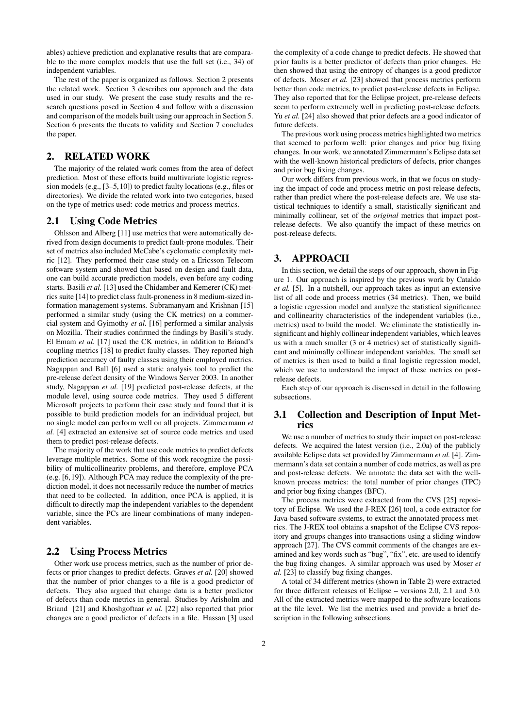ables) achieve prediction and explanative results that are comparable to the more complex models that use the full set (i.e., 34) of independent variables.

The rest of the paper is organized as follows. Section 2 presents the related work. Section 3 describes our approach and the data used in our study. We present the case study results and the research questions posed in Section 4 and follow with a discussion and comparison of the models built using our approach in Section 5. Section 6 presents the threats to validity and Section 7 concludes the paper.

## 2. RELATED WORK

The majority of the related work comes from the area of defect prediction. Most of these efforts build multivariate logistic regression models (e.g., [3–5, 10]) to predict faulty locations (e.g., files or directories). We divide the related work into two categories, based on the type of metrics used: code metrics and process metrics.

### 2.1 Using Code Metrics

Ohlsson and Alberg [11] use metrics that were automatically derived from design documents to predict fault-prone modules. Their set of metrics also included McCabe's cyclomatic complexity metric [12]. They performed their case study on a Ericsson Telecom software system and showed that based on design and fault data, one can build accurate prediction models, even before any coding starts. Basili *et al.* [13] used the Chidamber and Kemerer (CK) metrics suite [14] to predict class fault-proneness in 8 medium-sized information management systems. Subramanyam and Krishnan [15] performed a similar study (using the CK metrics) on a commercial system and Gyimothy *et al.* [16] performed a similar analysis on Mozilla. Their studies confirmed the findings by Basili's study. El Emam *et al.* [17] used the CK metrics, in addition to Briand's coupling metrics [18] to predict faulty classes. They reported high prediction accuracy of faulty classes using their employed metrics. Nagappan and Ball [6] used a static analysis tool to predict the pre-release defect density of the Windows Server 2003. In another study, Nagappan *et al.* [19] predicted post-release defects, at the module level, using source code metrics. They used 5 different Microsoft projects to perform their case study and found that it is possible to build prediction models for an individual project, but no single model can perform well on all projects. Zimmermann *et al.* [4] extracted an extensive set of source code metrics and used them to predict post-release defects.

The majority of the work that use code metrics to predict defects leverage multiple metrics. Some of this work recognize the possibility of multicollinearity problems, and therefore, employe PCA (e.g. [6, 19]). Although PCA may reduce the complexity of the prediction model, it does not necessarily reduce the number of metrics that need to be collected. In addition, once PCA is applied, it is difficult to directly map the independent variables to the dependent variable, since the PCs are linear combinations of many independent variables.

### 2.2 Using Process Metrics

Other work use process metrics, such as the number of prior defects or prior changes to predict defects. Graves *et al.* [20] showed that the number of prior changes to a file is a good predictor of defects. They also argued that change data is a better predictor of defects than code metrics in general. Studies by Arisholm and Briand [21] and Khoshgoftaar *et al.* [22] also reported that prior changes are a good predictor of defects in a file. Hassan [3] used the complexity of a code change to predict defects. He showed that prior faults is a better predictor of defects than prior changes. He then showed that using the entropy of changes is a good predictor of defects. Moser *et al.* [23] showed that process metrics perform better than code metrics, to predict post-release defects in Eclipse. They also reported that for the Eclipse project, pre-release defects seem to perform extremely well in predicting post-release defects. Yu *et al.* [24] also showed that prior defects are a good indicator of future defects.

The previous work using process metrics highlighted two metrics that seemed to perform well: prior changes and prior bug fixing changes. In our work, we annotated Zimmermann's Eclipse data set with the well-known historical predictors of defects, prior changes and prior bug fixing changes.

Our work differs from previous work, in that we focus on studying the impact of code and process metric on post-release defects, rather than predict where the post-release defects are. We use statistical techniques to identify a small, statistically significant and minimally collinear, set of the *original* metrics that impact post-release defects. We also quantify the impact of these metrics on post-release defects.

## 3. APPROACH

In this section, we detail the steps of our approach, shown in Figure 1. Our approach is inspired by the previous work by Cataldo *et al.* [5]. In a nutshell, our approach takes as input an extensive list of all code and process metrics (34 metrics). Then, we build a logistic regression model and analyze the statistical significance and collinearity characteristics of the independent variables (i.e., metrics) used to build the model. We eliminate the statistically insignificant and highly collinear independent variables, which leaves us with a much smaller (3 or 4 metrics) set of statistically significant and minimally collinear independent variables. The small set of metrics is then used to build a final logistic regression model, which we use to understand the impact of these metrics on post-release defects.

Each step of our approach is discussed in detail in the following subsections.

### 3.1 Collection and Description of Input Metrics

We use a number of metrics to study their impact on post-release defects. We acquired the latest version (i.e., 2.0a) of the publicly available Eclipse data set provided by Zimmermann *et al.* [4]. Zimmermann's data set contain a number of code metrics, as well as pre and post-release defects. We annotate the data set with the well-known process metrics: the total number of prior changes (TPC) and prior bug fixing changes (BFC).

The process metrics were extracted from the CVS [25] repository of Eclipse. We used the J-REX [26] tool, a code extractor for Java-based software systems, to extract the annotated process metrics. The J-REX tool obtains a snapshot of the Eclipse CVS repository and groups changes into transactions using a sliding window approach [27]. The CVS commit comments of the changes are examined and key words such as "bug", "fix", etc. are used to identify the bug fixing changes. A similar approach was used by Moser *et al.* [23] to classify bug fixing changes.

A total of 34 different metrics (shown in Table 2) were extracted for three different releases of Eclipse – versions 2.0, 2.1 and 3.0. All of the extracted metrics were mapped to the software locations at the file level. We list the metrics used and provide a brief description in the following subsections.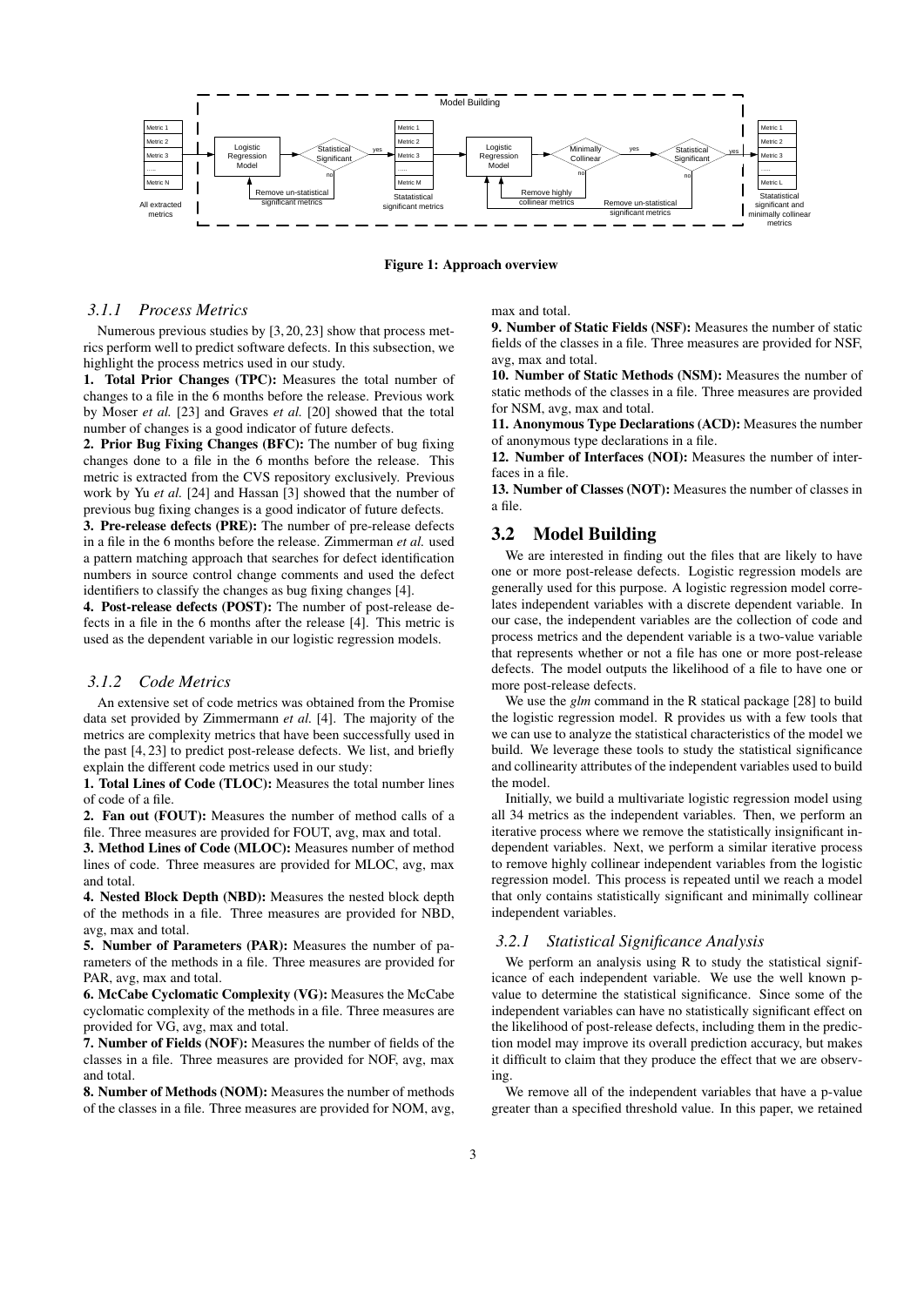**Figure 1: Approach overview**

### 3.1.1 Process Metrics

Numerous previous studies by [3, 20, 23] show that process metrics perform well to predict software defects. In this subsection, we highlight the process metrics used in our study.

**1. Total Prior Changes (TPC):** Measures the total number of changes to a file in the 6 months before the release. Previous work by Moser *et al.* [23] and Graves *et al.* [20] showed that the total number of changes is a good indicator of future defects.

**2. Prior Bug Fixing Changes (BFC):** The number of bug fixing changes done to a file in the 6 months before the release. This metric is extracted from the CVS repository exclusively. Previous work by Yu *et al.* [24] and Hassan [3] showed that the number of previous bug fixing changes is a good indicator of future defects.

**3. Pre-release defects (PRE):** The number of pre-release defects in a file in the 6 months before the release. Zimmerman *et al.* used a pattern matching approach that searches for defect identification numbers in source control change comments and used the defect identifiers to classify the changes as bug fixing changes [4].

**4. Post-release defects (POST):** The number of post-release defects in a file in the 6 months after the release [4]. This metric is used as the dependent variable in our logistic regression models.

### 3.1.2 Code Metrics

An extensive set of code metrics was obtained from the Promise data set provided by Zimmermann *et al.* [4]. The majority of the metrics are complexity metrics that have been successfully used in the past [4, 23] to predict post-release defects. We list, and briefly explain the different code metrics used in our study:

**1. Total Lines of Code (TLOC):** Measures the total number lines of code of a file.

**2. Fan out (FOUT):** Measures the number of method calls of a file. Three measures are provided for FOUT, avg, max and total.

**3. Method Lines of Code (MLOC):** Measures number of method lines of code. Three measures are provided for MLOC, avg, max and total.

**4. Nested Block Depth (NBD):** Measures the nested block depth of the methods in a file. Three measures are provided for NBD, avg, max and total.

**5. Number of Parameters (PAR):** Measures the number of parameters of the methods in a file. Three measures are provided for PAR, avg, max and total.

**6. McCabe Cyclomatic Complexity (VG):** Measures the McCabe cyclomatic complexity of the methods in a file. Three measures are provided for VG, avg, max and total.

**7. Number of Fields (NOF):** Measures the number of fields of the classes in a file. Three measures are provided for NOF, avg, max and total.

**8. Number of Methods (NOM):** Measures the number of methods of the classes in a file. Three measures are provided for NOM, avg, max and total.

**9. Number of Static Fields (NSF):** Measures the number of static fields of the classes in a file. Three measures are provided for NSF, avg, max and total.

**10. Number of Static Methods (NSM):** Measures the number of static methods of the classes in a file. Three measures are provided for NSM, avg, max and total.

**11. Anonymous Type Declarations (ACD):** Measures the number of anonymous type declarations in a file.

**12. Number of Interfaces (NOI):** Measures the number of interfaces in a file.

**13. Number of Classes (NOT):** Measures the number of classes in a file.

## 3.2 Model Building

We are interested in finding out the files that are likely to have one or more post-release defects. Logistic regression models are generally used for this purpose. A logistic regression model correlates independent variables with a discrete dependent variable. In our case, the independent variables are the collection of code and process metrics and the dependent variable is a two-value variable that represents whether or not a file has one or more post-release defects. The model outputs the likelihood of a file to have one or more post-release defects.

We use the *glm* command in the R statical package [28] to build the logistic regression model. R provides us with a few tools that we can use to analyze the statistical characteristics of the model we build. We leverage these tools to study the statistical significance and collinearity attributes of the independent variables used to build the model.

Initially, we build a multivariate logistic regression model using all 34 metrics as the independent variables. Then, we perform an iterative process where we remove the statistically insignificant independent variables. Next, we perform a similar iterative process to remove highly collinear independent variables from the logistic regression model. This process is repeated until we reach a model that only contains statistically significant and minimally collinear independent variables.

### 3.2.1 Statistical Significance Analysis

We perform an analysis using R to study the statistical significance of each independent variable. We use the well known p-value to determine the statistical significance. Since some of the independent variables can have no statistically significant effect on the likelihood of post-release defects, including them in the prediction model may improve its overall prediction accuracy, but makes it difficult to claim that they produce the effect that we are observing.

We remove all of the independent variables that have a p-value greater than a specified threshold value. In this paper, we retained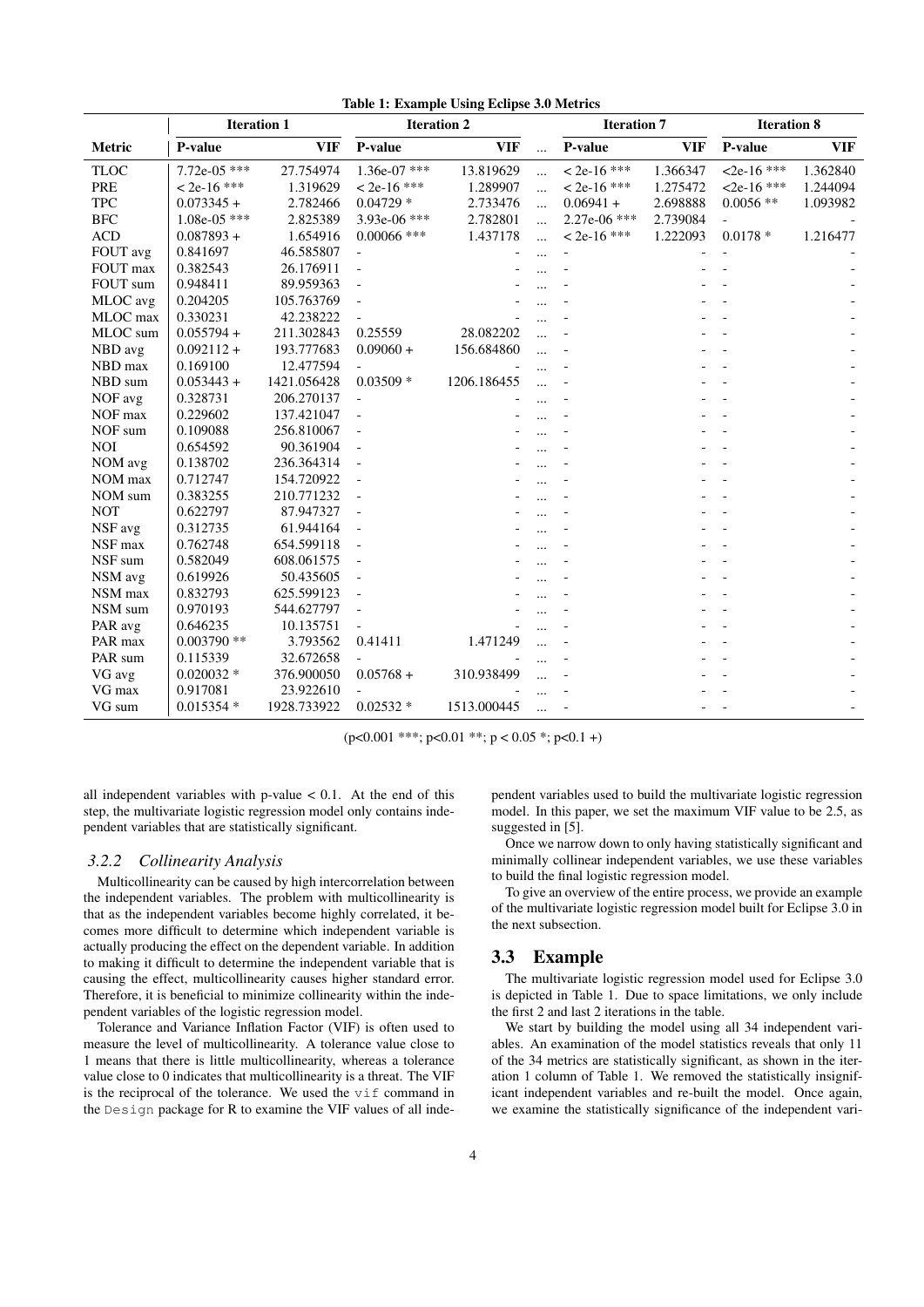**Table 1: Example Using Eclipse 3.0 Metrics**

| | Iteration 1 | | Iteration 2 | | | Iteration 7 | | Iteration 8 | |
|---|---|---|---|---|---|---|---|---|---|
| **Metric** | **P-value** | **VIF** | **P-value** | **VIF** | ... | **P-value** | **VIF** | **P-value** | **VIF** |
| TLOC | 7.72e-05 *** | 27.754974 | 1.36e-07 *** | 13.819629 | ... | < 2e-16 *** | 1.366347 | <2e-16 *** | 1.362840 |
| PRE | < 2e-16 *** | 1.319629 | < 2e-16 *** | 1.289907 | ... | < 2e-16 *** | 1.275472 | <2e-16 *** | 1.244094 |
| TPC | 0.073345 + | 2.782466 | 0.04729 * | 2.733476 | ... | 0.06941 + | 2.698888 | 0.0056 ** | 1.093982 |
| BFC | 1.08e-05 *** | 2.825389 | 3.93e-06 *** | 2.782801 | ... | 2.27e-06 *** | 2.739084 | - | - |
| ACD | 0.087893 + | 1.654916 | 0.00066 *** | 1.437178 | ... | < 2e-16 *** | 1.222093 | 0.0178 * | 1.216477 |
| FOUT avg | 0.841697 | 46.585807 | - | - | ... | - | - | - | - |
| FOUT max | 0.382543 | 26.176911 | - | - | ... | - | - | - | - |
| FOUT sum | 0.948411 | 89.959363 | - | - | ... | - | - | - | - |
| MLOC avg | 0.204205 | 105.763769 | - | - | ... | - | - | - | - |
| MLOC max | 0.330231 | 42.238222 | - | - | ... | - | - | - | - |
| MLOC sum | 0.055794 + | 211.302843 | 0.25559 | 28.082202 | ... | - | - | - | - |
| NBD avg | 0.092112 + | 193.777683 | 0.09060 + | 156.684860 | ... | - | - | - | - |
| NBD max | 0.169100 | 12.477594 | - | - | ... | - | - | - | - |
| NBD sum | 0.053443 + | 1421.056428 | 0.03509 * | 1206.186455 | ... | - | - | - | - |
| NOF avg | 0.328731 | 206.270137 | - | - | ... | - | - | - | - |
| NOF max | 0.229602 | 137.421047 | - | - | ... | - | - | - | - |
| NOF sum | 0.109088 | 256.810067 | - | - | ... | - | - | - | - |
| NOI | 0.654592 | 90.361904 | - | - | ... | - | - | - | - |
| NOM avg | 0.138702 | 236.364314 | - | - | ... | - | - | - | - |
| NOM max | 0.712747 | 154.720922 | - | - | ... | - | - | - | - |
| NOM sum | 0.383255 | 210.771232 | - | - | ... | - | - | - | - |
| NOT | 0.622797 | 87.947327 | - | - | ... | - | - | - | - |
| NSF avg | 0.312735 | 61.944164 | - | - | ... | - | - | - | - |
| NSF max | 0.762748 | 654.599118 | - | - | ... | - | - | - | - |
| NSF sum | 0.582049 | 608.061575 | - | - | ... | - | - | - | - |
| NSM avg | 0.619926 | 50.435605 | - | - | ... | - | - | - | - |
| NSM max | 0.832793 | 625.599123 | - | - | ... | - | - | - | - |
| NSM sum | 0.970193 | 544.627797 | - | - | ... | - | - | - | - |
| PAR avg | 0.646235 | 10.135751 | - | - | ... | - | - | - | - |
| PAR max | 0.003790 ** | 3.793562 | 0.41411 | 1.471249 | ... | - | - | - | - |
| PAR sum | 0.115339 | 32.672658 | - | - | ... | - | - | - | - |
| VG avg | 0.020032 * | 376.900050 | 0.05768 + | 310.938499 | ... | - | - | - | - |
| VG max | 0.917081 | 23.922610 | - | - | ... | - | - | - | - |
| VG sum | 0.015354 * | 1928.733922 | 0.02532 * | 1513.000445 | ... | - | - | - | - |

(p<0.001 ***; p<0.01 **; p < 0.05 *; p<0.1 +)

all independent variables with p-value < 0.1. At the end of this step, the multivariate logistic regression model only contains independent variables that are statistically significant.

### 3.2.2 Collinearity Analysis

Multicollinearity can be caused by high intercorrelation between the independent variables. The problem with multicollinearity is that as the independent variables become highly correlated, it becomes more difficult to determine which independent variable is actually producing the effect on the dependent variable. In addition to making it difficult to determine the independent variable that is causing the effect, multicollinearity causes higher standard error. Therefore, it is beneficial to minimize collinearity within the independent variables of the logistic regression model.

Tolerance and Variance Inflation Factor (VIF) is often used to measure the level of multicollinearity. A tolerance value close to 1 means that there is little multicollinearity, whereas a tolerance value close to 0 indicates that multicollinearity is a threat. The VIF is the reciprocal of the tolerance. We used the `vif` command in the `Design` package for R to examine the VIF values of all independent variables used to build the multivariate logistic regression model. In this paper, we set the maximum VIF value to be 2.5, as suggested in [5].

Once we narrow down to only having statistically significant and minimally collinear independent variables, we use these variables to build the final logistic regression model.

To give an overview of the entire process, we provide an example of the multivariate logistic regression model built for Eclipse 3.0 in the next subsection.

## 3.3 Example

The multivariate logistic regression model used for Eclipse 3.0 is depicted in Table 1. Due to space limitations, we only include the first 2 and last 2 iterations in the table.

We start by building the model using all 34 independent variables. An examination of the model statistics reveals that only 11 of the 34 metrics are statistically significant, as shown in the iteration 1 column of Table 1. We removed the statistically insignificant independent variables and re-built the model. Once again, we examine the statistically significance of the independent vari-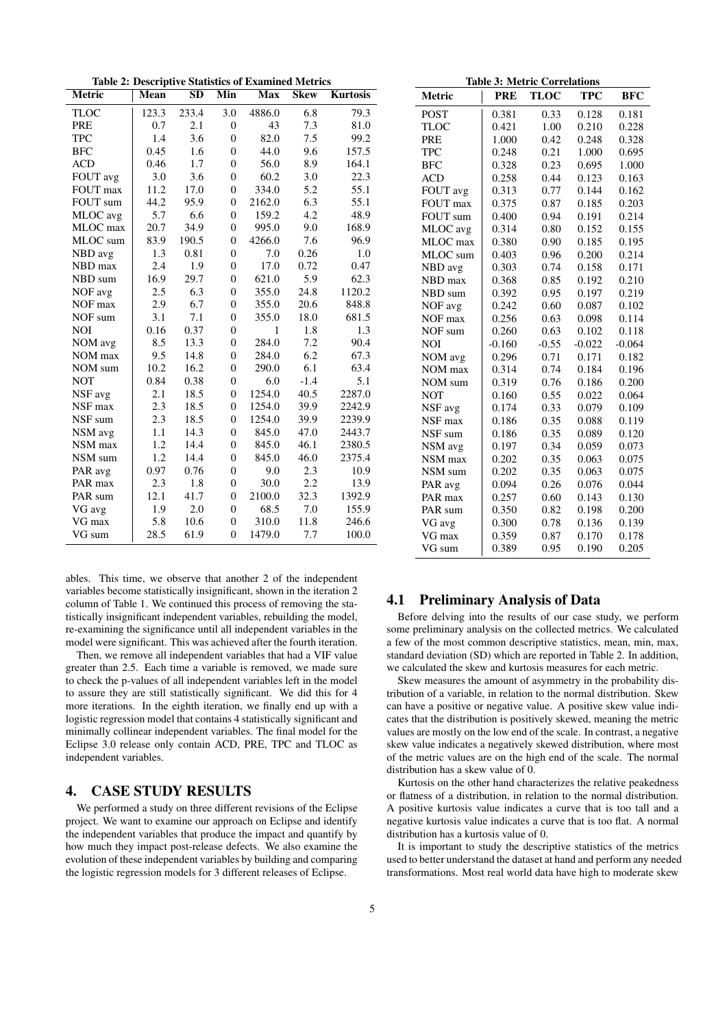**Table 2: Descriptive Statistics of Examined Metrics**

| Metric | Mean | SD | Min | Max | Skew | Kurtosis |
|---|---|---|---|---|---|---|
| TLOC | 123.3 | 233.4 | 3.0 | 4886.0 | 6.8 | 79.3 |
| PRE | 0.7 | 2.1 | 0 | 43 | 7.3 | 81.0 |
| TPC | 1.4 | 3.6 | 0 | 82.0 | 7.5 | 99.2 |
| BFC | 0.45 | 1.6 | 0 | 44.0 | 9.6 | 157.5 |
| ACD | 0.46 | 1.7 | 0 | 56.0 | 8.9 | 164.1 |
| FOUT avg | 3.0 | 3.6 | 0 | 60.2 | 3.0 | 22.3 |
| FOUT max | 11.2 | 17.0 | 0 | 334.0 | 5.2 | 55.1 |
| FOUT sum | 44.2 | 95.9 | 0 | 2162.0 | 6.3 | 55.1 |
| MLOC avg | 5.7 | 6.6 | 0 | 159.2 | 4.2 | 48.9 |
| MLOC max | 20.7 | 34.9 | 0 | 995.0 | 9.0 | 168.9 |
| MLOC sum | 83.9 | 190.5 | 0 | 4266.0 | 7.6 | 96.9 |
| NBD avg | 1.3 | 0.81 | 0 | 7.0 | 0.26 | 1.0 |
| NBD max | 2.4 | 1.9 | 0 | 17.0 | 0.72 | 0.47 |
| NBD sum | 16.9 | 29.7 | 0 | 621.0 | 5.9 | 62.3 |
| NOF avg | 2.5 | 6.3 | 0 | 355.0 | 24.8 | 1120.2 |
| NOF max | 2.9 | 6.7 | 0 | 355.0 | 20.6 | 848.8 |
| NOF sum | 3.1 | 7.1 | 0 | 355.0 | 18.0 | 681.5 |
| NOI | 0.16 | 0.37 | 0 | 1 | 1.8 | 1.3 |
| NOM avg | 8.5 | 13.3 | 0 | 284.0 | 7.2 | 90.4 |
| NOM max | 9.5 | 14.8 | 0 | 284.0 | 6.2 | 67.3 |
| NOM sum | 10.2 | 16.2 | 0 | 290.0 | 6.1 | 63.4 |
| NOT | 0.84 | 0.38 | 0 | 6.0 | -1.4 | 5.1 |
| NSF avg | 2.1 | 18.5 | 0 | 1254.0 | 40.5 | 2287.0 |
| NSF max | 2.3 | 18.5 | 0 | 1254.0 | 39.9 | 2242.9 |
| NSF sum | 2.3 | 18.5 | 0 | 1254.0 | 39.9 | 2239.9 |
| NSM avg | 1.1 | 14.3 | 0 | 845.0 | 47.0 | 2443.7 |
| NSM max | 1.2 | 14.4 | 0 | 845.0 | 46.1 | 2380.5 |
| NSM sum | 1.2 | 14.4 | 0 | 845.0 | 46.0 | 2375.4 |
| PAR avg | 0.97 | 0.76 | 0 | 9.0 | 2.3 | 10.9 |
| PAR max | 2.3 | 1.8 | 0 | 30.0 | 2.2 | 13.9 |
| PAR sum | 12.1 | 41.7 | 0 | 2100.0 | 32.3 | 1392.9 |
| VG avg | 1.9 | 2.0 | 0 | 68.5 | 7.0 | 155.9 |
| VG max | 5.8 | 10.6 | 0 | 310.0 | 11.8 | 246.6 |
| VG sum | 28.5 | 61.9 | 0 | 1479.0 | 7.7 | 100.0 |

ables. This time, we observe that another 2 of the independent variables become statistically insignificant, shown in the iteration 2 column of Table 1. We continued this process of removing the statistically insignificant independent variables, rebuilding the model, re-examining the significance until all independent variables in the model were significant. This was achieved after the fourth iteration.

Then, we remove all independent variables that had a VIF value greater than 2.5. Each time a variable is removed, we made sure to check the p-values of all independent variables left in the model to assure they are still statistically significant. We did this for 4 more iterations. In the eighth iteration, we finally end up with a logistic regression model that contains 4 statistically significant and minimally collinear independent variables. The final model for the Eclipse 3.0 release only contain ACD, PRE, TPC and TLOC as independent variables.

## 4. CASE STUDY RESULTS

We performed a study on three different revisions of the Eclipse project. We want to examine our approach on Eclipse and identify the independent variables that produce the impact and quantify by how much they impact post-release defects. We also examine the evolution of these independent variables by building and comparing the logistic regression models for 3 different releases of Eclipse.

**Table 3: Metric Correlations**

| Metric | PRE | TLOC | TPC | BFC |
|---|---|---|---|---|
| POST | 0.381 | 0.33 | 0.128 | 0.181 |
| TLOC | 0.421 | 1.00 | 0.210 | 0.228 |
| PRE | 1.000 | 0.42 | 0.248 | 0.328 |
| TPC | 0.248 | 0.21 | 1.000 | 0.695 |
| BFC | 0.328 | 0.23 | 0.695 | 1.000 |
| ACD | 0.258 | 0.44 | 0.123 | 0.163 |
| FOUT avg | 0.313 | 0.77 | 0.144 | 0.162 |
| FOUT max | 0.375 | 0.87 | 0.185 | 0.203 |
| FOUT sum | 0.400 | 0.94 | 0.191 | 0.214 |
| MLOC avg | 0.314 | 0.80 | 0.152 | 0.155 |
| MLOC max | 0.380 | 0.90 | 0.185 | 0.195 |
| MLOC sum | 0.403 | 0.96 | 0.200 | 0.214 |
| NBD avg | 0.303 | 0.74 | 0.158 | 0.171 |
| NBD max | 0.368 | 0.85 | 0.192 | 0.210 |
| NBD sum | 0.392 | 0.95 | 0.197 | 0.219 |
| NOF avg | 0.242 | 0.60 | 0.087 | 0.102 |
| NOF max | 0.256 | 0.63 | 0.098 | 0.114 |
| NOF sum | 0.260 | 0.63 | 0.102 | 0.118 |
| NOI | -0.160 | -0.55 | -0.022 | -0.064 |
| NOM avg | 0.296 | 0.71 | 0.171 | 0.182 |
| NOM max | 0.314 | 0.74 | 0.184 | 0.196 |
| NOM sum | 0.319 | 0.76 | 0.186 | 0.200 |
| NOT | 0.160 | 0.55 | 0.022 | 0.064 |
| NSF avg | 0.174 | 0.33 | 0.079 | 0.109 |
| NSF max | 0.186 | 0.35 | 0.088 | 0.119 |
| NSF sum | 0.186 | 0.35 | 0.089 | 0.120 |
| NSM avg | 0.197 | 0.34 | 0.059 | 0.073 |
| NSM max | 0.202 | 0.35 | 0.063 | 0.075 |
| NSM sum | 0.202 | 0.35 | 0.063 | 0.075 |
| PAR avg | 0.094 | 0.26 | 0.076 | 0.044 |
| PAR max | 0.257 | 0.60 | 0.143 | 0.130 |
| PAR sum | 0.350 | 0.82 | 0.198 | 0.200 |
| VG avg | 0.300 | 0.78 | 0.136 | 0.139 |
| VG max | 0.359 | 0.87 | 0.170 | 0.178 |
| VG sum | 0.389 | 0.95 | 0.190 | 0.205 |

### 4.1 Preliminary Analysis of Data

Before delving into the results of our case study, we perform some preliminary analysis on the collected metrics. We calculated a few of the most common descriptive statistics, mean, min, max, standard deviation (SD) which are reported in Table 2. In addition, we calculated the skew and kurtosis measures for each metric.

Skew measures the amount of asymmetry in the probability distribution of a variable, in relation to the normal distribution. Skew can have a positive or negative value. A positive skew value indicates that the distribution is positively skewed, meaning the metric values are mostly on the low end of the scale. In contrast, a negative skew value indicates a negatively skewed distribution, where most of the metric values are on the high end of the scale. The normal distribution has a skew value of 0.

Kurtosis on the other hand characterizes the relative peakedness or flatness of a distribution, in relation to the normal distribution. A positive kurtosis value indicates a curve that is too tall and a negative kurtosis value indicates a curve that is too flat. A normal distribution has a kurtosis value of 0.

It is important to study the descriptive statistics of the metrics used to better understand the dataset at hand and perform any needed transformations. Most real world data have high to moderate skew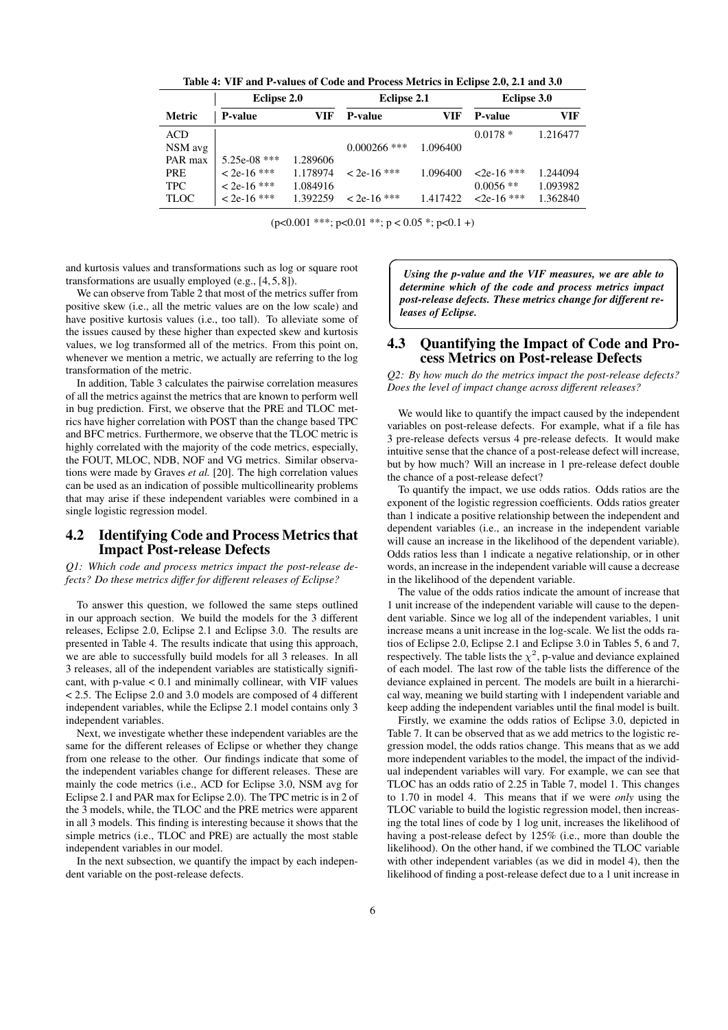Table 4: VIF and P-values of Code and Process Metrics in Eclipse 2.0, 2.1 and 3.0

| | Eclipse 2.0 | | Eclipse 2.1 | | Eclipse 3.0 | |
|---|---|---|---|---|---|---|
| **Metric** | **P-value** | **VIF** | **P-value** | **VIF** | **P-value** | **VIF** |
| ACD | | | | | 0.0178 * | 1.216477 |
| NSM avg | | | 0.000266 *** | 1.096400 | | |
| PAR max | 5.25e-08 *** | 1.289606 | | | | |
| PRE | < 2e-16 *** | 1.178974 | < 2e-16 *** | 1.096400 | <2e-16 *** | 1.244094 |
| TPC | < 2e-16 *** | 1.084916 | | | 0.0056 ** | 1.093982 |
| TLOC | < 2e-16 *** | 1.392259 | < 2e-16 *** | 1.417422 | <2e-16 *** | 1.362840 |

(p<0.001 ***; p<0.01 **; p < 0.05 *; p<0.1 +)

and kurtosis values and transformations such as log or square root transformations are usually employed (e.g., [4, 5, 8]).

We can observe from Table 2 that most of the metrics suffer from positive skew (i.e., all the metric values are on the low scale) and have positive kurtosis values (i.e., too tall). To alleviate some of the issues caused by these higher than expected skew and kurtosis values, we log transformed all of the metrics. From this point on, whenever we mention a metric, we actually are referring to the log transformation of the metric.

In addition, Table 3 calculates the pairwise correlation measures of all the metrics against the metrics that are known to perform well in bug prediction. First, we observe that the PRE and TLOC metrics have higher correlation with POST than the change based TPC and BFC metrics. Furthermore, we observe that the TLOC metric is highly correlated with the majority of the code metrics, especially, the FOUT, MLOC, NDB, NOF and VG metrics. Similar observations were made by Graves *et al.* [20]. The high correlation values can be used as an indication of possible multicollinearity problems that may arise if these independent variables were combined in a single logistic regression model.

## 4.2 Identifying Code and Process Metrics that Impact Post-release Defects

*Q1: Which code and process metrics impact the post-release defects? Do these metrics differ for different releases of Eclipse?*

To answer this question, we followed the same steps outlined in our approach section. We build the models for the 3 different releases, Eclipse 2.0, Eclipse 2.1 and Eclipse 3.0. The results are presented in Table 4. The results indicate that using this approach, we are able to successfully build models for all 3 releases. In all 3 releases, all of the independent variables are statistically significant, with p-value < 0.1 and minimally collinear, with VIF values < 2.5. The Eclipse 2.0 and 3.0 models are composed of 4 different independent variables, while the Eclipse 2.1 model contains only 3 independent variables.

Next, we investigate whether these independent variables are the same for the different releases of Eclipse or whether they change from one release to the other. Our findings indicate that some of the independent variables change for different releases. These are mainly the code metrics (i.e., ACD for Eclipse 3.0, NSM avg for Eclipse 2.1 and PAR max for Eclipse 2.0). The TPC metric is in 2 of the 3 models, while, the TLOC and the PRE metrics were apparent in all 3 models. This finding is interesting because it shows that the simple metrics (i.e., TLOC and PRE) are actually the most stable independent variables in our model.

In the next subsection, we quantify the impact by each independent variable on the post-release defects.

***Using the p-value and the VIF measures, we are able to determine which of the code and process metrics impact post-release defects. These metrics change for different releases of Eclipse.***

## 4.3 Quantifying the Impact of Code and Process Metrics on Post-release Defects

*Q2: By how much do the metrics impact the post-release defects? Does the level of impact change across different releases?*

We would like to quantify the impact caused by the independent variables on post-release defects. For example, what if a file has 3 pre-release defects versus 4 pre-release defects. It would make intuitive sense that the chance of a post-release defect will increase, but by how much? Will an increase in 1 pre-release defect double the chance of a post-release defect?

To quantify the impact, we use odds ratios. Odds ratios are the exponent of the logistic regression coefficients. Odds ratios greater than 1 indicate a positive relationship between the independent and dependent variables (i.e., an increase in the independent variable will cause an increase in the likelihood of the dependent variable). Odds ratios less than 1 indicate a negative relationship, or in other words, an increase in the independent variable will cause a decrease in the likelihood of the dependent variable.

The value of the odds ratios indicate the amount of increase that 1 unit increase of the independent variable will cause to the dependent variable. Since we log all of the independent variables, 1 unit increase means a unit increase in the log-scale. We list the odds ratios of Eclipse 2.0, Eclipse 2.1 and Eclipse 3.0 in Tables 5, 6 and 7, respectively. The table lists the $\chi^2$, p-value and deviance explained of each model. The last row of the table lists the difference of the deviance explained in percent. The models are built in a hierarchical way, meaning we build starting with 1 independent variable and keep adding the independent variables until the final model is built.

Firstly, we examine the odds ratios of Eclipse 3.0, depicted in Table 7. It can be observed that as we add metrics to the logistic regression model, the odds ratios change. This means that as we add more independent variables to the model, the impact of the individual independent variables will vary. For example, we can see that TLOC has an odds ratio of 2.25 in Table 7, model 1. This changes to 1.70 in model 4. This means that if we were *only* using the TLOC variable to build the logistic regression model, then increasing the total lines of code by 1 log unit, increases the likelihood of having a post-release defect by 125% (i.e., more than double the likelihood). On the other hand, if we combined the TLOC variable with other independent variables (as we did in model 4), then the likelihood of finding a post-release defect due to a 1 unit increase in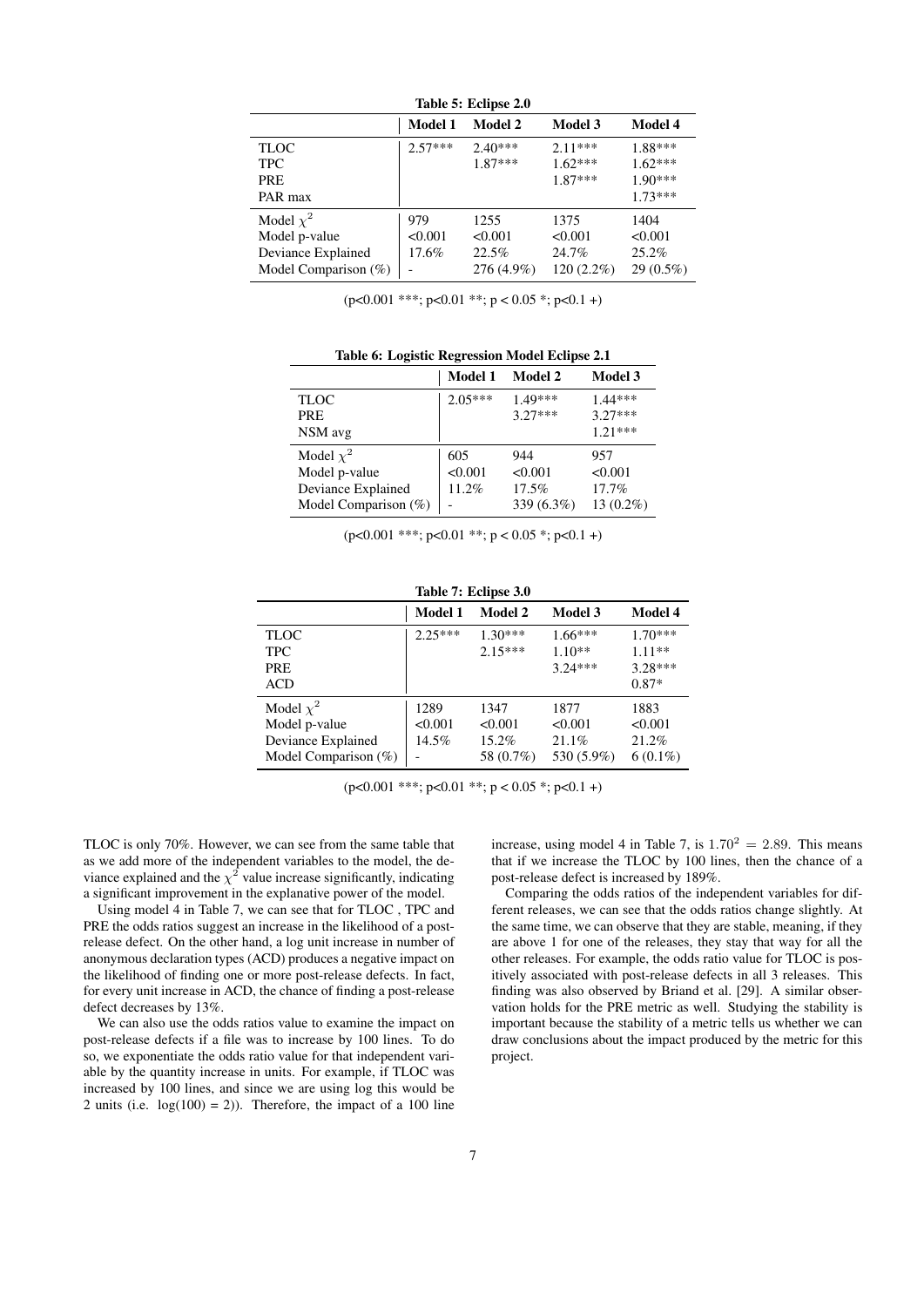**Table 5: Eclipse 2.0**

| | Model 1 | Model 2 | Model 3 | Model 4 |
|---|---|---|---|---|
| TLOC | 2.57*** | 2.40*** | 2.11*** | 1.88*** |
| TPC | | 1.87*** | 1.62*** | 1.62*** |
| PRE | | | 1.87*** | 1.90*** |
| PAR max | | | | 1.73*** |
| Model $\chi^2$ | 979 | 1255 | 1375 | 1404 |
| Model p-value | <0.001 | <0.001 | <0.001 | <0.001 |
| Deviance Explained | 17.6% | 22.5% | 24.7% | 25.2% |
| Model Comparison (%) | - | 276 (4.9%) | 120 (2.2%) | 29 (0.5%) |

(p<0.001 ***; p<0.01 **; p < 0.05 *; p<0.1 +)

**Table 6: Logistic Regression Model Eclipse 2.1**

| | Model 1 | Model 2 | Model 3 |
|---|---|---|---|
| TLOC | 2.05*** | 1.49*** | 1.44*** |
| PRE | | 3.27*** | 3.27*** |
| NSM avg | | | 1.21*** |
| Model $\chi^2$ | 605 | 944 | 957 |
| Model p-value | <0.001 | <0.001 | <0.001 |
| Deviance Explained | 11.2% | 17.5% | 17.7% |
| Model Comparison (%) | - | 339 (6.3%) | 13 (0.2%) |

(p<0.001 ***; p<0.01 **; p < 0.05 *; p<0.1 +)

**Table 7: Eclipse 3.0**

| | Model 1 | Model 2 | Model 3 | Model 4 |
|---|---|---|---|---|
| TLOC | 2.25*** | 1.30*** | 1.66*** | 1.70*** |
| TPC | | 2.15*** | 1.10** | 1.11** |
| PRE | | | 3.24*** | 3.28*** |
| ACD | | | | 0.87* |
| Model $\chi^2$ | 1289 | 1347 | 1877 | 1883 |
| Model p-value | <0.001 | <0.001 | <0.001 | <0.001 |
| Deviance Explained | 14.5% | 15.2% | 21.1% | 21.2% |
| Model Comparison (%) | - | 58 (0.7%) | 530 (5.9%) | 6 (0.1%) |

(p<0.001 ***; p<0.01 **; p < 0.05 *; p<0.1 +)

TLOC is only 70%. However, we can see from the same table that as we add more of the independent variables to the model, the deviance explained and the $\chi^2$ value increase significantly, indicating a significant improvement in the explanative power of the model.

Using model 4 in Table 7, we can see that for TLOC , TPC and PRE the odds ratios suggest an increase in the likelihood of a post-release defect. On the other hand, a log unit increase in number of anonymous declaration types (ACD) produces a negative impact on the likelihood of finding one or more post-release defects. In fact, for every unit increase in ACD, the chance of finding a post-release defect decreases by 13%.

We can also use the odds ratios value to examine the impact on post-release defects if a file was to increase by 100 lines. To do so, we exponentiate the odds ratio value for that independent variable by the quantity increase in units. For example, if TLOC was increased by 100 lines, and since we are using log this would be 2 units (i.e. $\log(100) = 2$)). Therefore, the impact of a 100 line increase, using model 4 in Table 7, is $1.70^2 = 2.89$. This means that if we increase the TLOC by 100 lines, then the chance of a post-release defect is increased by 189%.

Comparing the odds ratios of the independent variables for different releases, we can see that the odds ratios change slightly. At the same time, we can observe that they are stable, meaning, if they are above 1 for one of the releases, they stay that way for all the other releases. For example, the odds ratio value for TLOC is positively associated with post-release defects in all 3 releases. This finding was also observed by Briand et al. [29]. A similar observation holds for the PRE metric as well. Studying the stability is important because the stability of a metric tells us whether we can draw conclusions about the impact produced by the metric for this project.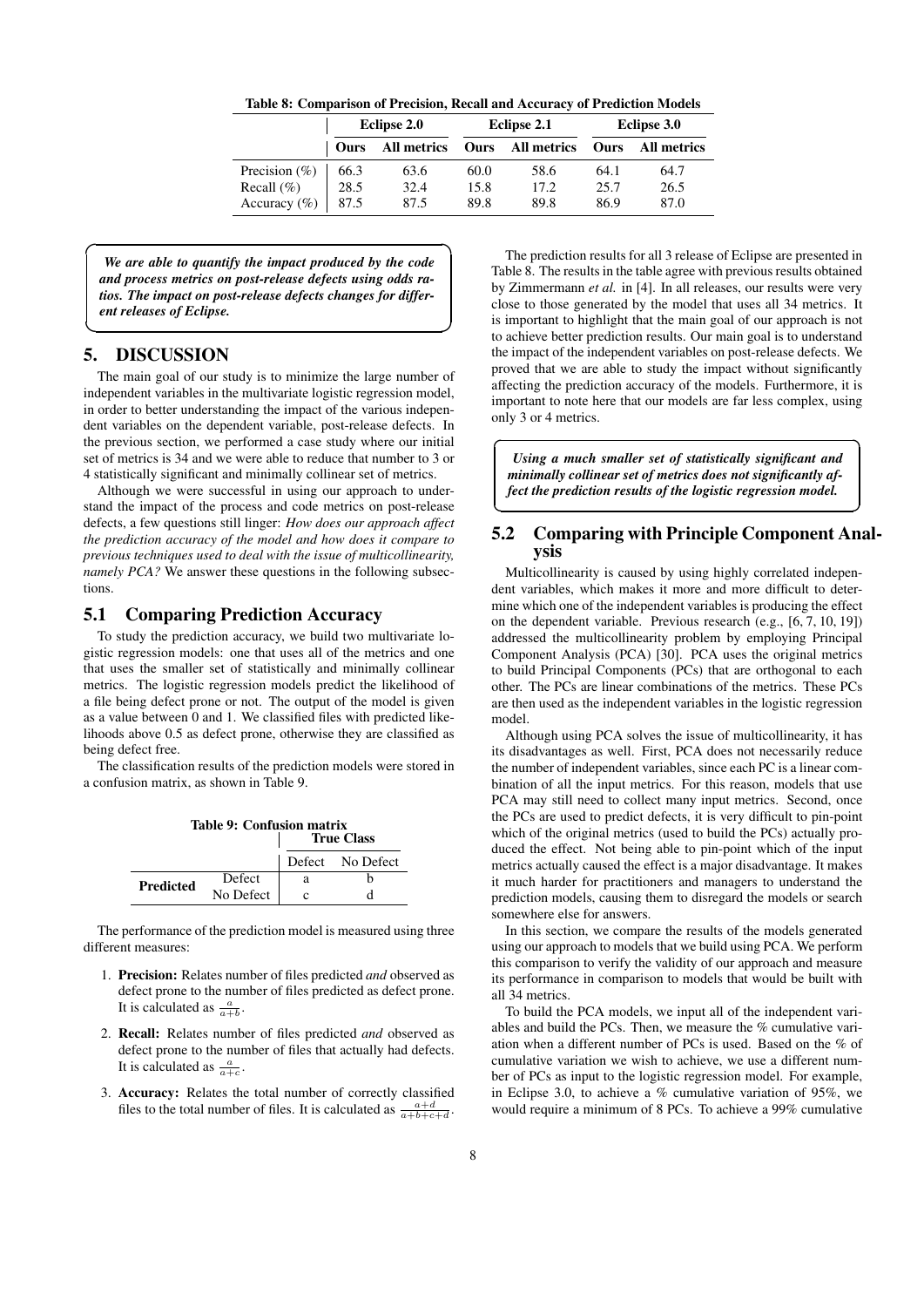**Table 8: Comparison of Precision, Recall and Accuracy of Prediction Models**

| | Eclipse 2.0 | | Eclipse 2.1 | | Eclipse 3.0 | |
|---|---|---|---|---|---|---|
| | **Ours** | **All metrics** | **Ours** | **All metrics** | **Ours** | **All metrics** |
| Precision (%) | 66.3 | 63.6 | 60.0 | 58.6 | 64.1 | 64.7 |
| Recall (%) | 28.5 | 32.4 | 15.8 | 17.2 | 25.7 | 26.5 |
| Accuracy (%) | 87.5 | 87.5 | 89.8 | 89.8 | 86.9 | 87.0 |

***We are able to quantify the impact produced by the code and process metrics on post-release defects using odds ratios. The impact on post-release defects changes for different releases of Eclipse.***

# 5. DISCUSSION

The main goal of our study is to minimize the large number of independent variables in the multivariate logistic regression model, in order to better understanding the impact of the various independent variables on the dependent variable, post-release defects. In the previous section, we performed a case study where our initial set of metrics is 34 and we were able to reduce that number to 3 or 4 statistically significant and minimally collinear set of metrics.

Although we were successful in using our approach to understand the impact of the process and code metrics on post-release defects, a few questions still linger: *How does our approach affect the prediction accuracy of the model and how does it compare to previous techniques used to deal with the issue of multicollinearity, namely PCA?* We answer these questions in the following subsections.

## 5.1 Comparing Prediction Accuracy

To study the prediction accuracy, we build two multivariate logistic regression models: one that uses all of the metrics and one that uses the smaller set of statistically and minimally collinear metrics. The logistic regression models predict the likelihood of a file being defect prone or not. The output of the model is given as a value between 0 and 1. We classified files with predicted likelihoods above 0.5 as defect prone, otherwise they are classified as being defect free.

The classification results of the prediction models were stored in a confusion matrix, as shown in Table 9.

**Table 9: Confusion matrix**

| | | True Class | |
|---|---|---|---|
| | | Defect | No Defect |
| **Predicted** | Defect | a | b |
| | No Defect | c | d |

The performance of the prediction model is measured using three different measures:

1. **Precision:** Relates number of files predicted *and* observed as defect prone to the number of files predicted as defect prone. It is calculated as $\frac{a}{a+b}$.
2. **Recall:** Relates number of files predicted *and* observed as defect prone to the number of files that actually had defects. It is calculated as $\frac{a}{a+c}$.
3. **Accuracy:** Relates the total number of correctly classified files to the total number of files. It is calculated as $\frac{a+d}{a+b+c+d}$.

The prediction results for all 3 release of Eclipse are presented in Table 8. The results in the table agree with previous results obtained by Zimmermann *et al.* in [4]. In all releases, our results were very close to those generated by the model that uses all 34 metrics. It is important to highlight that the main goal of our approach is not to achieve better prediction results. Our main goal is to understand the impact of the independent variables on post-release defects. We proved that we are able to study the impact without significantly affecting the prediction accuracy of the models. Furthermore, it is important to note here that our models are far less complex, using only 3 or 4 metrics.

***Using a much smaller set of statistically significant and minimally collinear set of metrics does not significantly affect the prediction results of the logistic regression model.***

## 5.2 Comparing with Principle Component Analysis

Multicollinearity is caused by using highly correlated independent variables, which makes it more and more difficult to determine which one of the independent variables is producing the effect on the dependent variable. Previous research (e.g., [6, 7, 10, 19]) addressed the multicollinearity problem by employing Principal Component Analysis (PCA) [30]. PCA uses the original metrics to build Principal Components (PCs) that are orthogonal to each other. The PCs are linear combinations of the metrics. These PCs are then used as the independent variables in the logistic regression model.

Although using PCA solves the issue of multicollinearity, it has its disadvantages as well. First, PCA does not necessarily reduce the number of independent variables, since each PC is a linear combination of all the input metrics. For this reason, models that use PCA may still need to collect many input metrics. Second, once the PCs are used to predict defects, it is very difficult to pin-point which of the original metrics (used to build the PCs) actually produced the effect. Not being able to pin-point which of the input metrics actually caused the effect is a major disadvantage. It makes it much harder for practitioners and managers to understand the prediction models, causing them to disregard the models or search somewhere else for answers.

In this section, we compare the results of the models generated using our approach to models that we build using PCA. We perform this comparison to verify the validity of our approach and measure its performance in comparison to models that would be built with all 34 metrics.

To build the PCA models, we input all of the independent variables and build the PCs. Then, we measure the % cumulative variation when a different number of PCs is used. Based on the % of cumulative variation we wish to achieve, we use a different number of PCs as input to the logistic regression model. For example, in Eclipse 3.0, to achieve a % cumulative variation of 95%, we would require a minimum of 8 PCs. To achieve a 99% cumulative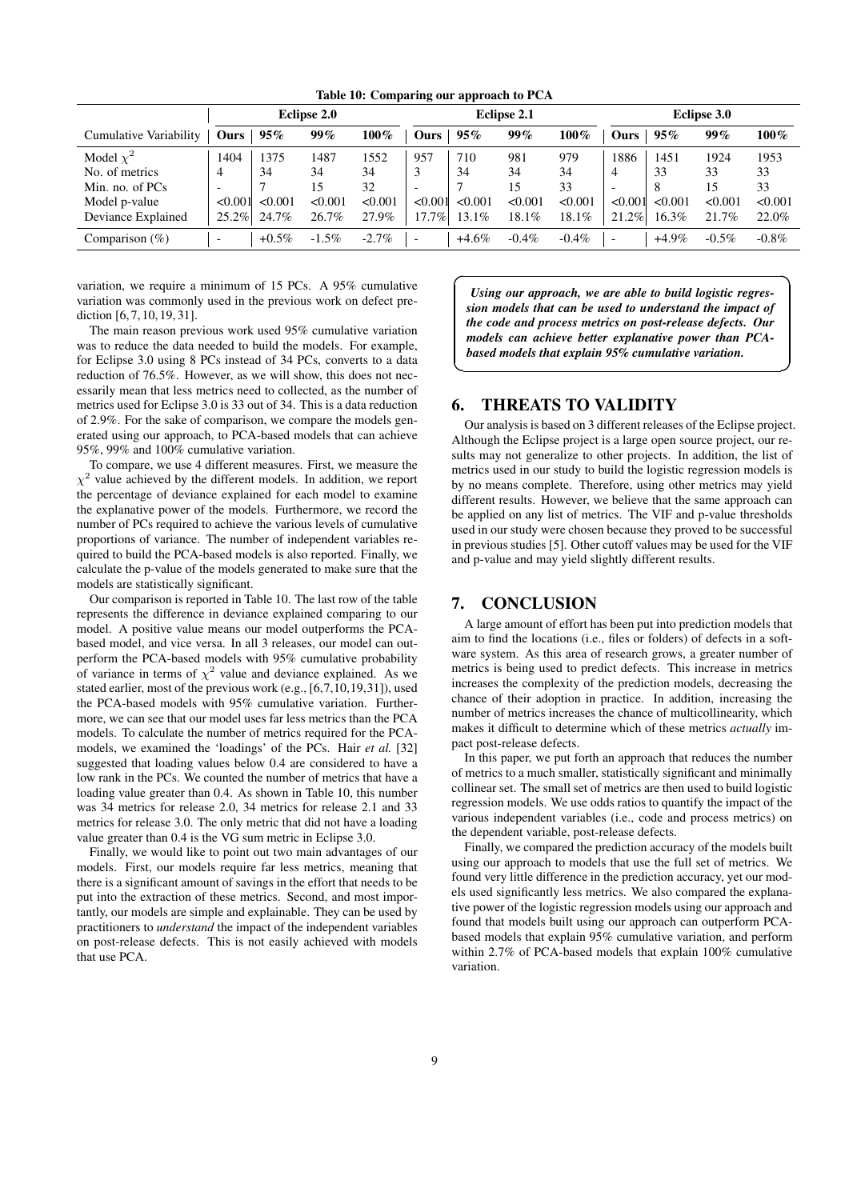**Table 10: Comparing our approach to PCA**

| | Eclipse 2.0 | | | | Eclipse 2.1 | | | | Eclipse 3.0 | | | |
|---|---|---|---|---|---|---|---|---|---|---|---|---|
| Cumulative Variability | **Ours** | **95%** | **99%** | **100%** | **Ours** | **95%** | **99%** | **100%** | **Ours** | **95%** | **99%** | **100%** |
| Model $\chi^2$ | 1404 | 1375 | 1487 | 1552 | 957 | 710 | 981 | 979 | 1886 | 1451 | 1924 | 1953 |
| No. of metrics | 4 | 34 | 34 | 34 | 3 | 34 | 34 | 34 | 4 | 33 | 33 | 33 |
| Min. no. of PCs | - | 7 | 15 | 32 | - | 7 | 15 | 33 | - | 8 | 15 | 33 |
| Model p-value | <0.001 | <0.001 | <0.001 | <0.001 | <0.001 | <0.001 | <0.001 | <0.001 | <0.001 | <0.001 | <0.001 | <0.001 |
| Deviance Explained | 25.2% | 24.7% | 26.7% | 27.9% | 17.7% | 13.1% | 18.1% | 18.1% | 21.2% | 16.3% | 21.7% | 22.0% |
| Comparison (%) | - | +0.5% | -1.5% | -2.7% | - | +4.6% | -0.4% | -0.4% | - | +4.9% | -0.5% | -0.8% |

variation, we require a minimum of 15 PCs. A 95% cumulative variation was commonly used in the previous work on defect prediction [6, 7, 10, 19, 31].

The main reason previous work used 95% cumulative variation was to reduce the data needed to build the models. For example, for Eclipse 3.0 using 8 PCs instead of 34 PCs, converts to a data reduction of 76.5%. However, as we will show, this does not necessarily mean that less metrics need to collected, as the number of metrics used for Eclipse 3.0 is 33 out of 34. This is a data reduction of 2.9%. For the sake of comparison, we compare the models generated using our approach, to PCA-based models that can achieve 95%, 99% and 100% cumulative variation.

To compare, we use 4 different measures. First, we measure the $\chi^2$ value achieved by the different models. In addition, we report the percentage of deviance explained for each model to examine the explanative power of the models. Furthermore, we record the number of PCs required to achieve the various levels of cumulative proportions of variance. The number of independent variables required to build the PCA-based models is also reported. Finally, we calculate the p-value of the models generated to make sure that the models are statistically significant.

Our comparison is reported in Table 10. The last row of the table represents the difference in deviance explained comparing to our model. A positive value means our model outperforms the PCA-based model, and vice versa. In all 3 releases, our model can outperform the PCA-based models with 95% cumulative probability of variance in terms of $\chi^2$ value and deviance explained. As we stated earlier, most of the previous work (e.g., [6,7,10,19,31]), used the PCA-based models with 95% cumulative variation. Furthermore, we can see that our model uses far less metrics than the PCA models. To calculate the number of metrics required for the PCA-models, we examined the 'loadings' of the PCs. Hair *et al.* [32] suggested that loading values below 0.4 are considered to have a low rank in the PCs. We counted the number of metrics that have a loading value greater than 0.4. As shown in Table 10, this number was 34 metrics for release 2.0, 34 metrics for release 2.1 and 33 metrics for release 3.0. The only metric that did not have a loading value greater than 0.4 is the VG sum metric in Eclipse 3.0.

Finally, we would like to point out two main advantages of our models. First, our models require far less metrics, meaning that there is a significant amount of savings in the effort that needs to be put into the extraction of these metrics. Second, and most importantly, our models are simple and explainable. They can be used by practitioners to *understand* the impact of the independent variables on post-release defects. This is not easily achieved with models that use PCA.

***Using our approach, we are able to build logistic regression models that can be used to understand the impact of the code and process metrics on post-release defects. Our models can achieve better explanative power than PCA-based models that explain 95% cumulative variation.***

## 6. THREATS TO VALIDITY

Our analysis is based on 3 different releases of the Eclipse project. Although the Eclipse project is a large open source project, our results may not generalize to other projects. In addition, the list of metrics used in our study to build the logistic regression models is by no means complete. Therefore, using other metrics may yield different results. However, we believe that the same approach can be applied on any list of metrics. The VIF and p-value thresholds used in our study were chosen because they proved to be successful in previous studies [5]. Other cutoff values may be used for the VIF and p-value and may yield slightly different results.

## 7. CONCLUSION

A large amount of effort has been put into prediction models that aim to find the locations (i.e., files or folders) of defects in a software system. As this area of research grows, a greater number of metrics is being used to predict defects. This increase in metrics increases the complexity of the prediction models, decreasing the chance of their adoption in practice. In addition, increasing the number of metrics increases the chance of multicollinearity, which makes it difficult to determine which of these metrics *actually* impact post-release defects.

In this paper, we put forth an approach that reduces the number of metrics to a much smaller, statistically significant and minimally collinear set. The small set of metrics are then used to build logistic regression models. We use odds ratios to quantify the impact of the various independent variables (i.e., code and process metrics) on the dependent variable, post-release defects.

Finally, we compared the prediction accuracy of the models built using our approach to models that use the full set of metrics. We found very little difference in the prediction accuracy, yet our models used significantly less metrics. We also compared the explanative power of the logistic regression models using our approach and found that models built using our approach can outperform PCA-based models that explain 95% cumulative variation, and perform within 2.7% of PCA-based models that explain 100% cumulative variation.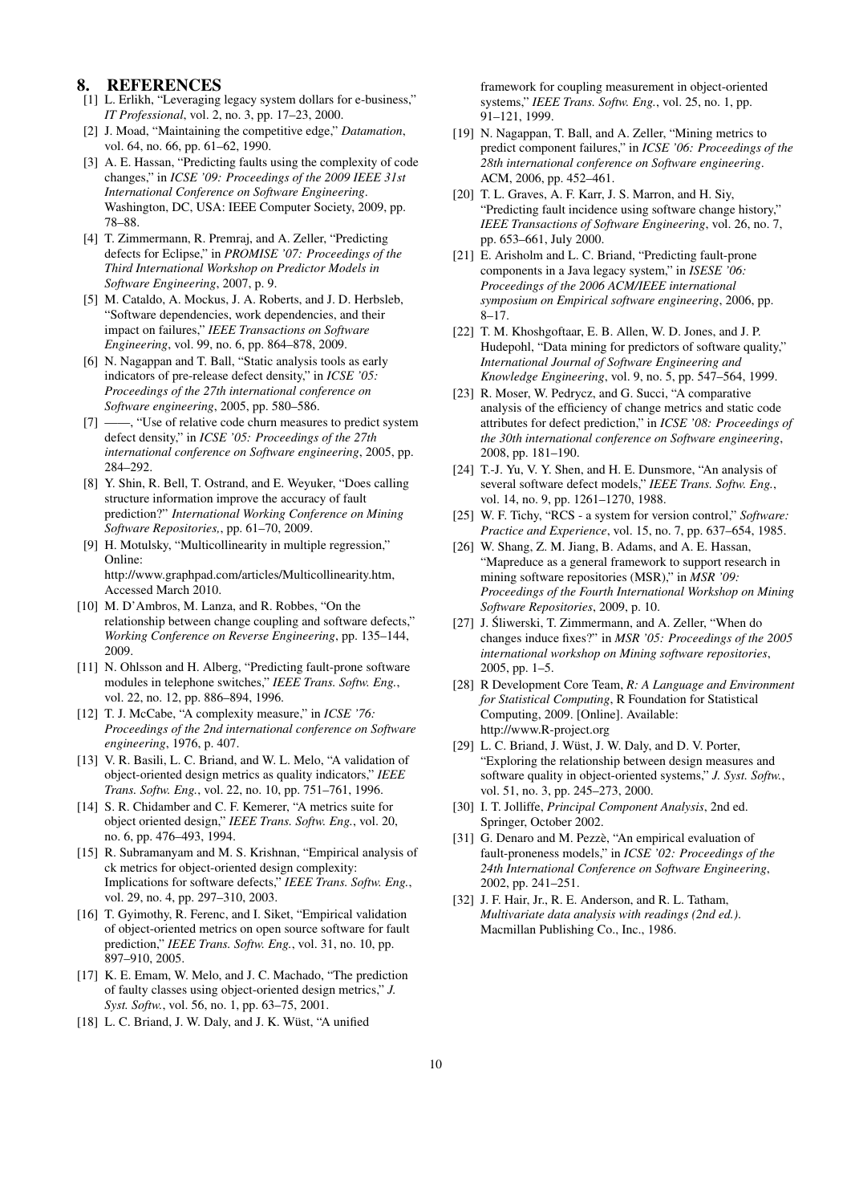## 8. REFERENCES

[1] L. Erlikh, "Leveraging legacy system dollars for e-business," *IT Professional*, vol. 2, no. 3, pp. 17–23, 2000.

[2] J. Moad, "Maintaining the competitive edge," *Datamation*, vol. 64, no. 66, pp. 61–62, 1990.

[3] A. E. Hassan, "Predicting faults using the complexity of code changes," in *ICSE '09: Proceedings of the 2009 IEEE 31st International Conference on Software Engineering*. Washington, DC, USA: IEEE Computer Society, 2009, pp. 78–88.

[4] T. Zimmermann, R. Premraj, and A. Zeller, "Predicting defects for Eclipse," in *PROMISE '07: Proceedings of the Third International Workshop on Predictor Models in Software Engineering*, 2007, p. 9.

[5] M. Cataldo, A. Mockus, J. A. Roberts, and J. D. Herbsleb, "Software dependencies, work dependencies, and their impact on failures," *IEEE Transactions on Software Engineering*, vol. 99, no. 6, pp. 864–878, 2009.

[6] N. Nagappan and T. Ball, "Static analysis tools as early indicators of pre-release defect density," in *ICSE '05: Proceedings of the 27th international conference on Software engineering*, 2005, pp. 580–586.

[7] ——, "Use of relative code churn measures to predict system defect density," in *ICSE '05: Proceedings of the 27th international conference on Software engineering*, 2005, pp. 284–292.

[8] Y. Shin, R. Bell, T. Ostrand, and E. Weyuker, "Does calling structure information improve the accuracy of fault prediction?" *International Working Conference on Mining Software Repositories,*, pp. 61–70, 2009.

[9] H. Motulsky, "Multicollinearity in multiple regression," Online: http://www.graphpad.com/articles/Multicollinearity.htm, Accessed March 2010.

[10] M. D'Ambros, M. Lanza, and R. Robbes, "On the relationship between change coupling and software defects," *Working Conference on Reverse Engineering*, pp. 135–144, 2009.

[11] N. Ohlsson and H. Alberg, "Predicting fault-prone software modules in telephone switches," *IEEE Trans. Softw. Eng.*, vol. 22, no. 12, pp. 886–894, 1996.

[12] T. J. McCabe, "A complexity measure," in *ICSE '76: Proceedings of the 2nd international conference on Software engineering*, 1976, p. 407.

[13] V. R. Basili, L. C. Briand, and W. L. Melo, "A validation of object-oriented design metrics as quality indicators," *IEEE Trans. Softw. Eng.*, vol. 22, no. 10, pp. 751–761, 1996.

[14] S. R. Chidamber and C. F. Kemerer, "A metrics suite for object oriented design," *IEEE Trans. Softw. Eng.*, vol. 20, no. 6, pp. 476–493, 1994.

[15] R. Subramanyam and M. S. Krishnan, "Empirical analysis of ck metrics for object-oriented design complexity: Implications for software defects," *IEEE Trans. Softw. Eng.*, vol. 29, no. 4, pp. 297–310, 2003.

[16] T. Gyimothy, R. Ferenc, and I. Siket, "Empirical validation of object-oriented metrics on open source software for fault prediction," *IEEE Trans. Softw. Eng.*, vol. 31, no. 10, pp. 897–910, 2005.

[17] K. E. Emam, W. Melo, and J. C. Machado, "The prediction of faulty classes using object-oriented design metrics," *J. Syst. Softw.*, vol. 56, no. 1, pp. 63–75, 2001.

[18] L. C. Briand, J. W. Daly, and J. K. Wüst, "A unified framework for coupling measurement in object-oriented systems," *IEEE Trans. Softw. Eng.*, vol. 25, no. 1, pp. 91–121, 1999.

[19] N. Nagappan, T. Ball, and A. Zeller, "Mining metrics to predict component failures," in *ICSE '06: Proceedings of the 28th international conference on Software engineering*. ACM, 2006, pp. 452–461.

[20] T. L. Graves, A. F. Karr, J. S. Marron, and H. Siy, "Predicting fault incidence using software change history," *IEEE Transactions of Software Engineering*, vol. 26, no. 7, pp. 653–661, July 2000.

[21] E. Arisholm and L. C. Briand, "Predicting fault-prone components in a Java legacy system," in *ISESE '06: Proceedings of the 2006 ACM/IEEE international symposium on Empirical software engineering*, 2006, pp. 8–17.

[22] T. M. Khoshgoftaar, E. B. Allen, W. D. Jones, and J. P. Hudepohl, "Data mining for predictors of software quality," *International Journal of Software Engineering and Knowledge Engineering*, vol. 9, no. 5, pp. 547–564, 1999.

[23] R. Moser, W. Pedrycz, and G. Succi, "A comparative analysis of the efficiency of change metrics and static code attributes for defect prediction," in *ICSE '08: Proceedings of the 30th international conference on Software engineering*, 2008, pp. 181–190.

[24] T.-J. Yu, V. Y. Shen, and H. E. Dunsmore, "An analysis of several software defect models," *IEEE Trans. Softw. Eng.*, vol. 14, no. 9, pp. 1261–1270, 1988.

[25] W. F. Tichy, "RCS - a system for version control," *Software: Practice and Experience*, vol. 15, no. 7, pp. 637–654, 1985.

[26] W. Shang, Z. M. Jiang, B. Adams, and A. E. Hassan, "Mapreduce as a general framework to support research in mining software repositories (MSR)," in *MSR '09: Proceedings of the Fourth International Workshop on Mining Software Repositories*, 2009, p. 10.

[27] J. Śliwerski, T. Zimmermann, and A. Zeller, "When do changes induce fixes?" in *MSR '05: Proceedings of the 2005 international workshop on Mining software repositories*, 2005, pp. 1–5.

[28] R Development Core Team, *R: A Language and Environment for Statistical Computing*, R Foundation for Statistical Computing, 2009. [Online]. Available: http://www.R-project.org

[29] L. C. Briand, J. Wüst, J. W. Daly, and D. V. Porter, "Exploring the relationship between design measures and software quality in object-oriented systems," *J. Syst. Softw.*, vol. 51, no. 3, pp. 245–273, 2000.

[30] I. T. Jolliffe, *Principal Component Analysis*, 2nd ed. Springer, October 2002.

[31] G. Denaro and M. Pezzè, "An empirical evaluation of fault-proneness models," in *ICSE '02: Proceedings of the 24th International Conference on Software Engineering*, 2002, pp. 241–251.

[32] J. F. Hair, Jr., R. E. Anderson, and R. L. Tatham, *Multivariate data analysis with readings (2nd ed.)*. Macmillan Publishing Co., Inc., 1986.